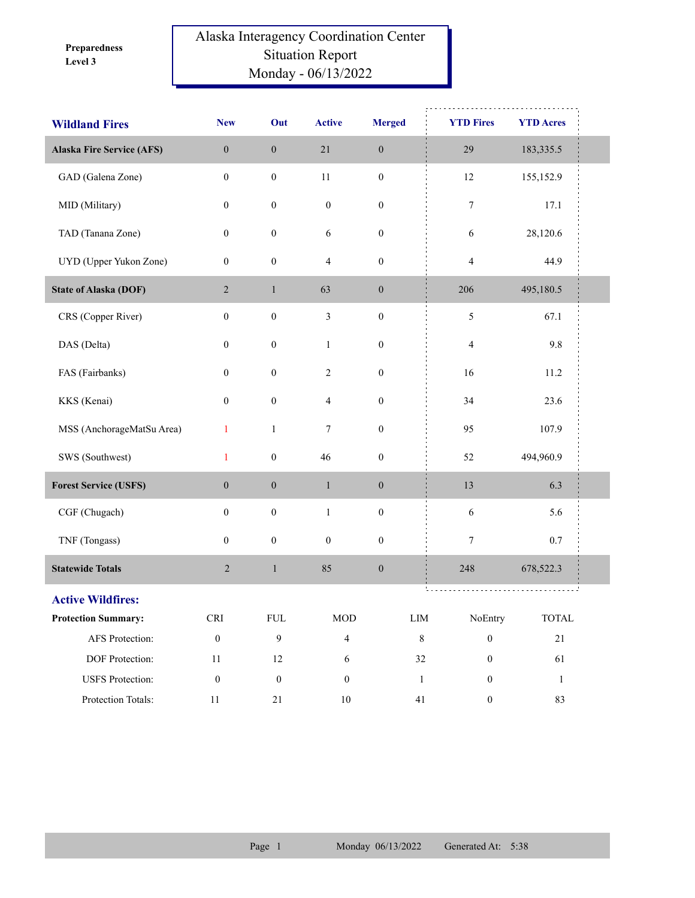Preparedness Level 3

# Alaska Interagency Coordination Center
## Situation Report
### Monday - 06/13/2022

| Wildland Fires | New | Out | Active | Merged | YTD Fires | YTD Acres |
|---|---|---|---|---|---|---|
| **Alaska Fire Service (AFS)** | 0 | 0 | 21 | 0 | 29 | 183,335.5 |
| GAD (Galena Zone) | 0 | 0 | 11 | 0 | 12 | 155,152.9 |
| MID (Military) | 0 | 0 | 0 | 0 | 7 | 17.1 |
| TAD (Tanana Zone) | 0 | 0 | 6 | 0 | 6 | 28,120.6 |
| UYD (Upper Yukon Zone) | 0 | 0 | 4 | 0 | 4 | 44.9 |
| **State of Alaska (DOF)** | 2 | 1 | 63 | 0 | 206 | 495,180.5 |
| CRS (Copper River) | 0 | 0 | 3 | 0 | 5 | 67.1 |
| DAS (Delta) | 0 | 0 | 1 | 0 | 4 | 9.8 |
| FAS (Fairbanks) | 0 | 0 | 2 | 0 | 16 | 11.2 |
| KKS (Kenai) | 0 | 0 | 4 | 0 | 34 | 23.6 |
| MSS (AnchorageMatSu Area) | 1 | 1 | 7 | 0 | 95 | 107.9 |
| SWS (Southwest) | 1 | 0 | 46 | 0 | 52 | 494,960.9 |
| **Forest Service (USFS)** | 0 | 0 | 1 | 0 | 13 | 6.3 |
| CGF (Chugach) | 0 | 0 | 1 | 0 | 6 | 5.6 |
| TNF (Tongass) | 0 | 0 | 0 | 0 | 7 | 0.7 |
| **Statewide Totals** | 2 | 1 | 85 | 0 | 248 | 678,522.3 |

## Active Wildfires:

| Protection Summary: | CRI | FUL | MOD | LIM | NoEntry | TOTAL |
|---|---|---|---|---|---|---|
| AFS Protection: | 0 | 9 | 4 | 8 | 0 | 21 |
| DOF Protection: | 11 | 12 | 6 | 32 | 0 | 61 |
| USFS Protection: | 0 | 0 | 0 | 1 | 0 | 1 |
| Protection Totals: | 11 | 21 | 10 | 41 | 0 | 83 |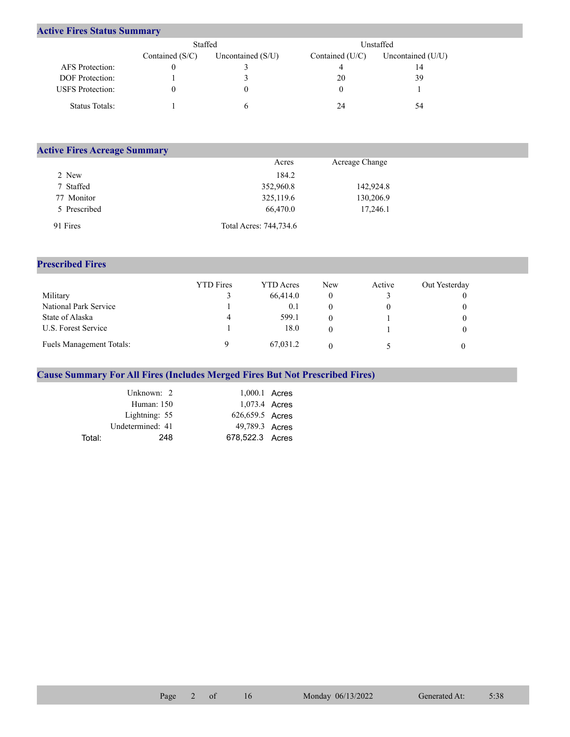## Active Fires Status Summary

| | Staffed | | Unstaffed | |
|---|---|---|---|---|
| | Contained (S/C) | Uncontained (S/U) | Contained (U/C) | Uncontained (U/U) |
| AFS Protection: | 0 | 3 | 4 | 14 |
| DOF Protection: | 1 | 3 | 20 | 39 |
| USFS Protection: | 0 | 0 | 0 | 1 |
| Status Totals: | 1 | 6 | 24 | 54 |

## Active Fires Acreage Summary

| | Acres | Acreage Change |
|---|---|---|
| 2 New | 184.2 | |
| 7 Staffed | 352,960.8 | 142,924.8 |
| 77 Monitor | 325,119.6 | 130,206.9 |
| 5 Prescribed | 66,470.0 | 17,246.1 |
| 91 Fires | Total Acres: 744,734.6 | |

## Prescribed Fires

| | YTD Fires | YTD Acres | New | Active | Out Yesterday |
|---|---|---|---|---|---|
| Military | 3 | 66,414.0 | 0 | 3 | 0 |
| National Park Service | 1 | 0.1 | 0 | 0 | 0 |
| State of Alaska | 4 | 599.1 | 0 | 1 | 0 |
| U.S. Forest Service | 1 | 18.0 | 0 | 1 | 0 |
| Fuels Management Totals: | 9 | 67,031.2 | 0 | 5 | 0 |

## Cause Summary For All Fires (Includes Merged Fires But Not Prescribed Fires)

| Cause | Fires | Acres |
|---|---|---|
| Unknown: | 2 | 1,000.1 Acres |
| Human: | 150 | 1,073.4 Acres |
| Lightning: | 55 | 626,659.5 Acres |
| Undetermined: | 41 | 49,789.3 Acres |
| Total: | 248 | 678,522.3 Acres |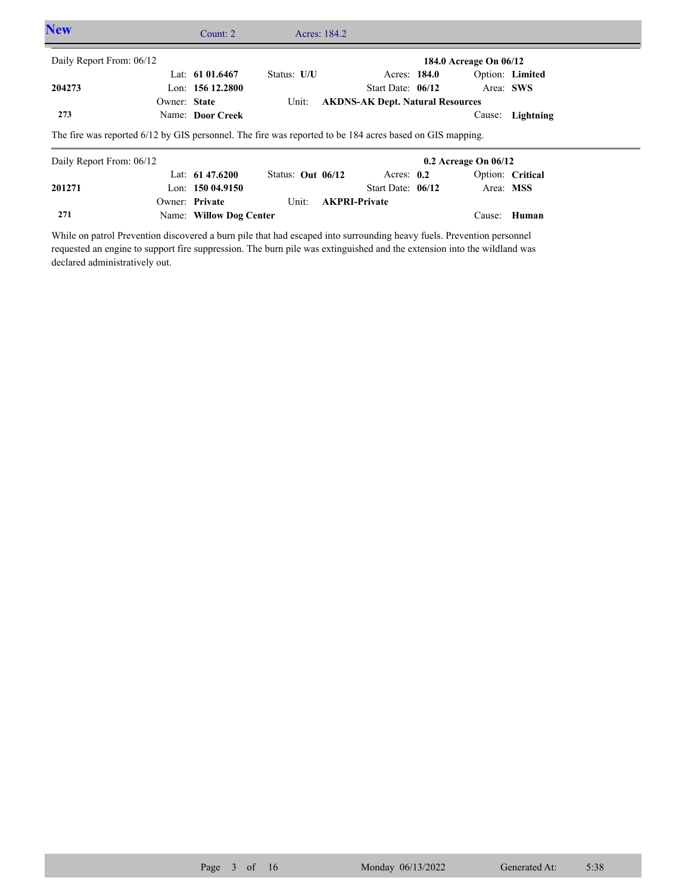## New

Count: 2 Acres: 184.2

Daily Report From: 06/12 — **184.0 Acreage On 06/12**

| | | | | |
|---|---|---|---|---|
| | Lat: **61 01.6467** | Status: **U/U** | Acres: **184.0** | Option: **Limited** |
| **204273** | Lon: **156 12.2800** | | Start Date: **06/12** | Area: **SWS** |
| | Owner: **State** | Unit: | **AKDNS-AK Dept. Natural Resources** | |
| **273** | Name: **Door Creek** | | | Cause: **Lightning** |

The fire was reported 6/12 by GIS personnel. The fire was reported to be 184 acres based on GIS mapping.

Daily Report From: 06/12 — **0.2 Acreage On 06/12**

| | | | | |
|---|---|---|---|---|
| | Lat: **61 47.6200** | Status: **Out 06/12** | Acres: **0.2** | Option: **Critical** |
| **201271** | Lon: **150 04.9150** | | Start Date: **06/12** | Area: **MSS** |
| | Owner: **Private** | Unit: | **AKPRI-Private** | |
| **271** | Name: **Willow Dog Center** | | | Cause: **Human** |

While on patrol Prevention discovered a burn pile that had escaped into surrounding heavy fuels. Prevention personnel requested an engine to support fire suppression. The burn pile was extinguished and the extension into the wildland was declared administratively out.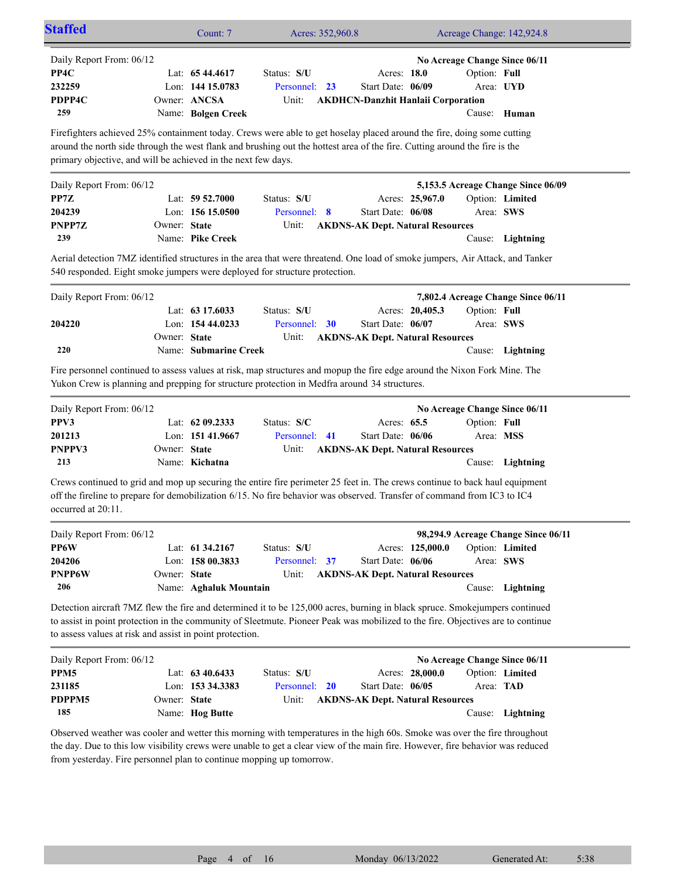## Staffed

Count: 7 Acres: 352,960.8 Acreage Change: 142,924.8

---

Daily Report From: 06/12 **No Acreage Change Since 06/11**

| | | | |
|---|---|---|---|
| **PP4C** | Lat: **65 44.4617** | Status: **S/U** | Acres: **18.0** Option: **Full** |
| **232259** | Lon: **144 15.0783** | Personnel: **23** | Start Date: **06/09** Area: **UYD** |
| **PDPP4C** | Owner: **ANCSA** | Unit: **AKDHCN-Danzhit Hanlaii Corporation** | |
| **259** | Name: **Bolgen Creek** | | Cause: **Human** |

Firefighters achieved 25% containment today. Crews were able to get hoselay placed around the fire, doing some cutting around the north side through the west flank and brushing out the hottest area of the fire. Cutting around the fire is the primary objective, and will be achieved in the next few days.

---

Daily Report From: 06/12 **5,153.5 Acreage Change Since 06/09**

| | | | |
|---|---|---|---|
| **PP7Z** | Lat: **59 52.7000** | Status: **S/U** | Acres: **25,967.0** Option: **Limited** |
| **204239** | Lon: **156 15.0500** | Personnel: **8** | Start Date: **06/08** Area: **SWS** |
| **PNPP7Z** | Owner: **State** | Unit: **AKDNS-AK Dept. Natural Resources** | |
| **239** | Name: **Pike Creek** | | Cause: **Lightning** |

Aerial detection 7MZ identified structures in the area that were threatend. One load of smoke jumpers, Air Attack, and Tanker 540 responded. Eight smoke jumpers were deployed for structure protection.

---

Daily Report From: 06/12 **7,802.4 Acreage Change Since 06/11**

| | | | |
|---|---|---|---|
| | Lat: **63 17.6033** | Status: **S/U** | Acres: **20,405.3** Option: **Full** |
| **204220** | Lon: **154 44.0233** | Personnel: **30** | Start Date: **06/07** Area: **SWS** |
| | Owner: **State** | Unit: **AKDNS-AK Dept. Natural Resources** | |
| **220** | Name: **Submarine Creek** | | Cause: **Lightning** |

Fire personnel continued to assess values at risk, map structures and mopup the fire edge around the Nixon Fork Mine. The Yukon Crew is planning and prepping for structure protection in Medfra around 34 structures.

---

Daily Report From: 06/12 **No Acreage Change Since 06/11**

| | | | |
|---|---|---|---|
| **PPV3** | Lat: **62 09.2333** | Status: **S/C** | Acres: **65.5** Option: **Full** |
| **201213** | Lon: **151 41.9667** | Personnel: **41** | Start Date: **06/06** Area: **MSS** |
| **PNPPV3** | Owner: **State** | Unit: **AKDNS-AK Dept. Natural Resources** | |
| **213** | Name: **Kichatna** | | Cause: **Lightning** |

Crews continued to grid and mop up securing the entire fire perimeter 25 feet in. The crews continue to back haul equipment off the fireline to prepare for demobilization 6/15. No fire behavior was observed. Transfer of command from IC3 to IC4 occurred at 20:11.

---

Daily Report From: 06/12 **98,294.9 Acreage Change Since 06/11**

| | | | |
|---|---|---|---|
| **PP6W** | Lat: **61 34.2167** | Status: **S/U** | Acres: **125,000.0** Option: **Limited** |
| **204206** | Lon: **158 00.3833** | Personnel: **37** | Start Date: **06/06** Area: **SWS** |
| **PNPP6W** | Owner: **State** | Unit: **AKDNS-AK Dept. Natural Resources** | |
| **206** | Name: **Aghaluk Mountain** | | Cause: **Lightning** |

Detection aircraft 7MZ flew the fire and determined it to be 125,000 acres, burning in black spruce. Smokejumpers continued to assist in point protection in the community of Sleetmute. Pioneer Peak was mobilized to the fire. Objectives are to continue to assess values at risk and assist in point protection.

---

Daily Report From: 06/12 **No Acreage Change Since 06/11**

| | | | |
|---|---|---|---|
| **PPM5** | Lat: **63 40.6433** | Status: **S/U** | Acres: **28,000.0** Option: **Limited** |
| **231185** | Lon: **153 34.3383** | Personnel: **20** | Start Date: **06/05** Area: **TAD** |
| **PDPPM5** | Owner: **State** | Unit: **AKDNS-AK Dept. Natural Resources** | |
| **185** | Name: **Hog Butte** | | Cause: **Lightning** |

Observed weather was cooler and wetter this morning with temperatures in the high 60s. Smoke was over the fire throughout the day. Due to this low visibility crews were unable to get a clear view of the main fire. However, fire behavior was reduced from yesterday. Fire personnel plan to continue mopping up tomorrow.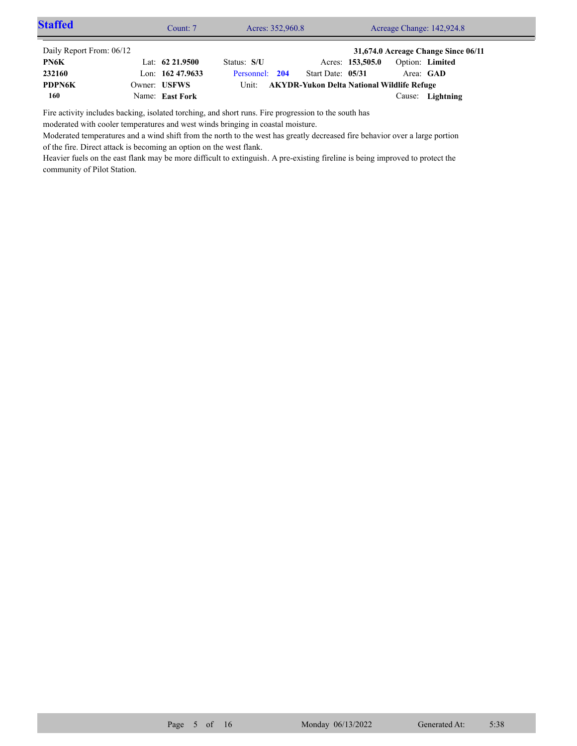## Staffed

Count: 7 | Acres: 352,960.8 | Acreage Change: 142,924.8

Daily Report From: 06/12 — **31,674.0 Acreage Change Since 06/11**

| | | | | | |
|---|---|---|---|---|---|
| **PN6K** | Lat: **62 21.9500** | Status: **S/U** | Acres: **153,505.0** | Option: **Limited** | |
| **232160** | Lon: **162 47.9633** | Personnel: **204** | Start Date: **05/31** | Area: **GAD** | |
| **PDPN6K** | Owner: **USFWS** | Unit: **AKYDR-Yukon Delta National Wildlife Refuge** | | | |
| **160** | Name: **East Fork** | | | Cause: **Lightning** | |

Fire activity includes backing, isolated torching, and short runs. Fire progression to the south has moderated with cooler temperatures and west winds bringing in coastal moisture.

Moderated temperatures and a wind shift from the north to the west has greatly decreased fire behavior over a large portion of the fire. Direct attack is becoming an option on the west flank.

Heavier fuels on the east flank may be more difficult to extinguish. A pre-existing fireline is being improved to protect the community of Pilot Station.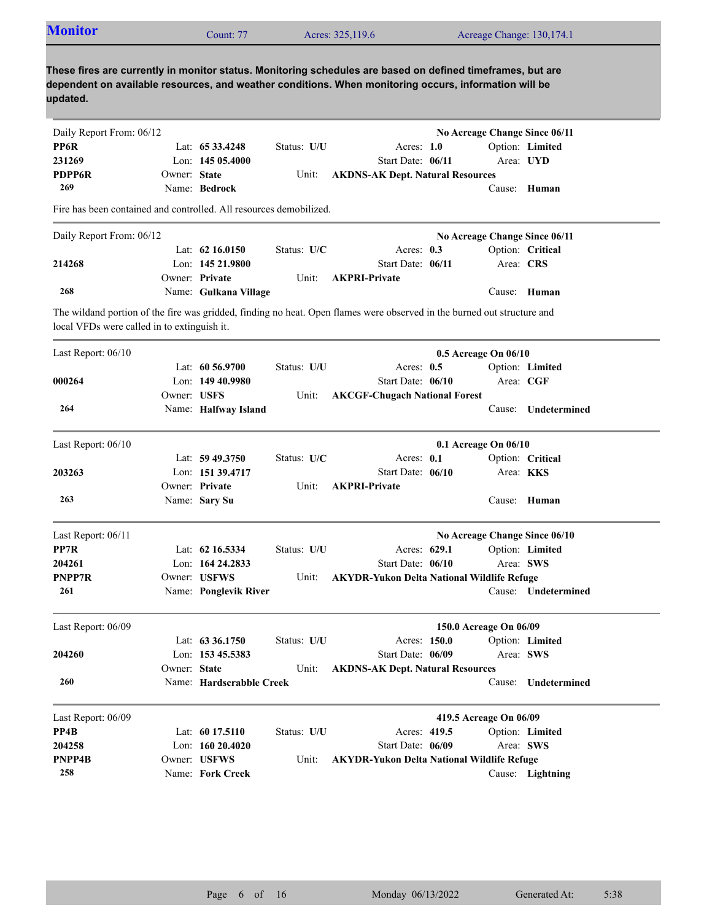## Monitor

Count: 77 | Acres: 325,119.6 | Acreage Change: 130,174.1

**These fires are currently in monitor status. Monitoring schedules are based on defined timeframes, but are dependent on available resources, and weather conditions. When monitoring occurs, information will be updated.**

---

Daily Report From: 06/12 — **No Acreage Change Since 06/11**

| | | | |
|---|---|---|---|
| **PP6R** | Lat: **65 33.4248** | Status: **U/U** | Acres: **1.0** | Option: **Limited** |
| **231269** | Lon: **145 05.4000** | | Start Date: **06/11** | Area: **UYD** |
| **PDPP6R** | Owner: **State** | Unit: **AKDNS-AK Dept. Natural Resources** | | |
| **269** | Name: **Bedrock** | | | Cause: **Human** |

Fire has been contained and controlled. All resources demobilized.

---

Daily Report From: 06/12 — **No Acreage Change Since 06/11**

| | | | |
|---|---|---|---|
| | Lat: **62 16.0150** | Status: **U/C** | Acres: **0.3** | Option: **Critical** |
| **214268** | Lon: **145 21.9800** | | Start Date: **06/11** | Area: **CRS** |
| | Owner: **Private** | Unit: **AKPRI-Private** | | |
| **268** | Name: **Gulkana Village** | | | Cause: **Human** |

The wildand portion of the fire was gridded, finding no heat. Open flames were observed in the burned out structure and local VFDs were called in to extinguish it.

---

Last Report: 06/10 — **0.5 Acreage On 06/10**

| | | | |
|---|---|---|---|
| | Lat: **60 56.9700** | Status: **U/U** | Acres: **0.5** | Option: **Limited** |
| **000264** | Lon: **149 40.9980** | | Start Date: **06/10** | Area: **CGF** |
| | Owner: **USFS** | Unit: **AKCGF-Chugach National Forest** | | |
| **264** | Name: **Halfway Island** | | | Cause: **Undetermined** |

---

Last Report: 06/10 — **0.1 Acreage On 06/10**

| | | | |
|---|---|---|---|
| | Lat: **59 49.3750** | Status: **U/C** | Acres: **0.1** | Option: **Critical** |
| **203263** | Lon: **151 39.4717** | | Start Date: **06/10** | Area: **KKS** |
| | Owner: **Private** | Unit: **AKPRI-Private** | | |
| **263** | Name: **Sary Su** | | | Cause: **Human** |

---

Last Report: 06/11 — **No Acreage Change Since 06/10**

| | | | |
|---|---|---|---|
| **PP7R** | Lat: **62 16.5334** | Status: **U/U** | Acres: **629.1** | Option: **Limited** |
| **204261** | Lon: **164 24.2833** | | Start Date: **06/10** | Area: **SWS** |
| **PNPP7R** | Owner: **USFWS** | Unit: **AKYDR-Yukon Delta National Wildlife Refuge** | | |
| **261** | Name: **Ponglevik River** | | | Cause: **Undetermined** |

---

Last Report: 06/09 — **150.0 Acreage On 06/09**

| | | | |
|---|---|---|---|
| | Lat: **63 36.1750** | Status: **U/U** | Acres: **150.0** | Option: **Limited** |
| **204260** | Lon: **153 45.5383** | | Start Date: **06/09** | Area: **SWS** |
| | Owner: **State** | Unit: **AKDNS-AK Dept. Natural Resources** | | |
| **260** | Name: **Hardscrabble Creek** | | | Cause: **Undetermined** |

---

Last Report: 06/09 — **419.5 Acreage On 06/09**

| | | | |
|---|---|---|---|
| **PP4B** | Lat: **60 17.5110** | Status: **U/U** | Acres: **419.5** | Option: **Limited** |
| **204258** | Lon: **160 20.4020** | | Start Date: **06/09** | Area: **SWS** |
| **PNPP4B** | Owner: **USFWS** | Unit: **AKYDR-Yukon Delta National Wildlife Refuge** | | |
| **258** | Name: **Fork Creek** | | | Cause: **Lightning** |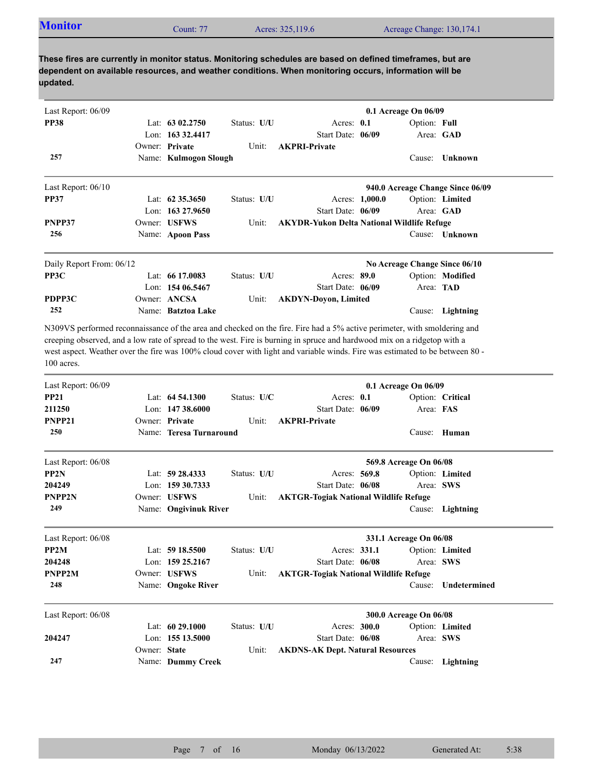## Monitor

Count: 77 | Acres: 325,119.6 | Acreage Change: 130,174.1

**These fires are currently in monitor status. Monitoring schedules are based on defined timeframes, but are dependent on available resources, and weather conditions. When monitoring occurs, information will be updated.**

---

Last Report: 06/09 — **0.1 Acreage On 06/09**

| | | | | |
|---|---|---|---|---|
| **PP38** | Lat: **63 02.2750** | Status: **U/U** | Acres: **0.1** | Option: **Full** |
| | Lon: **163 32.4417** | | Start Date: **06/09** | Area: **GAD** |
| | Owner: **Private** | Unit: **AKPRI-Private** | | |
| **257** | Name: **Kulmogon Slough** | | | Cause: **Unknown** |

---

Last Report: 06/10 — **940.0 Acreage Change Since 06/09**

| | | | | |
|---|---|---|---|---|
| **PP37** | Lat: **62 35.3650** | Status: **U/U** | Acres: **1,000.0** | Option: **Limited** |
| | Lon: **163 27.9650** | | Start Date: **06/09** | Area: **GAD** |
| **PNPP37** | Owner: **USFWS** | Unit: **AKYDR-Yukon Delta National Wildlife Refuge** | | |
| **256** | Name: **Apoon Pass** | | | Cause: **Unknown** |

---

Daily Report From: 06/12 — **No Acreage Change Since 06/10**

| | | | | |
|---|---|---|---|---|
| **PP3C** | Lat: **66 17.0083** | Status: **U/U** | Acres: **89.0** | Option: **Modified** |
| | Lon: **154 06.5467** | | Start Date: **06/09** | Area: **TAD** |
| **PDPP3C** | Owner: **ANCSA** | Unit: **AKDYN-Doyon, Limited** | | |
| **252** | Name: **Batztoa Lake** | | | Cause: **Lightning** |

N309VS performed reconnaissance of the area and checked on the fire. Fire had a 5% active perimeter, with smoldering and creeping observed, and a low rate of spread to the west. Fire is burning in spruce and hardwood mix on a ridgetop with a west aspect. Weather over the fire was 100% cloud cover with light and variable winds. Fire was estimated to be between 80 - 100 acres.

---

Last Report: 06/09 — **0.1 Acreage On 06/09**

| | | | | |
|---|---|---|---|---|
| **PP21** | Lat: **64 54.1300** | Status: **U/C** | Acres: **0.1** | Option: **Critical** |
| **211250** | Lon: **147 38.6000** | | Start Date: **06/09** | Area: **FAS** |
| **PNPP21** | Owner: **Private** | Unit: **AKPRI-Private** | | |
| **250** | Name: **Teresa Turnaround** | | | Cause: **Human** |

---

Last Report: 06/08 — **569.8 Acreage On 06/08**

| | | | | |
|---|---|---|---|---|
| **PP2N** | Lat: **59 28.4333** | Status: **U/U** | Acres: **569.8** | Option: **Limited** |
| **204249** | Lon: **159 30.7333** | | Start Date: **06/08** | Area: **SWS** |
| **PNPP2N** | Owner: **USFWS** | Unit: **AKTGR-Togiak National Wildlife Refuge** | | |
| **249** | Name: **Ongivinuk River** | | | Cause: **Lightning** |

---

Last Report: 06/08 — **331.1 Acreage On 06/08**

| | | | | |
|---|---|---|---|---|
| **PP2M** | Lat: **59 18.5500** | Status: **U/U** | Acres: **331.1** | Option: **Limited** |
| **204248** | Lon: **159 25.2167** | | Start Date: **06/08** | Area: **SWS** |
| **PNPP2M** | Owner: **USFWS** | Unit: **AKTGR-Togiak National Wildlife Refuge** | | |
| **248** | Name: **Ongoke River** | | | Cause: **Undetermined** |

---

Last Report: 06/08 — **300.0 Acreage On 06/08**

| | | | | |
|---|---|---|---|---|
| | Lat: **60 29.1000** | Status: **U/U** | Acres: **300.0** | Option: **Limited** |
| **204247** | Lon: **155 13.5000** | | Start Date: **06/08** | Area: **SWS** |
| | Owner: **State** | Unit: **AKDNS-AK Dept. Natural Resources** | | |
| **247** | Name: **Dummy Creek** | | | Cause: **Lightning** |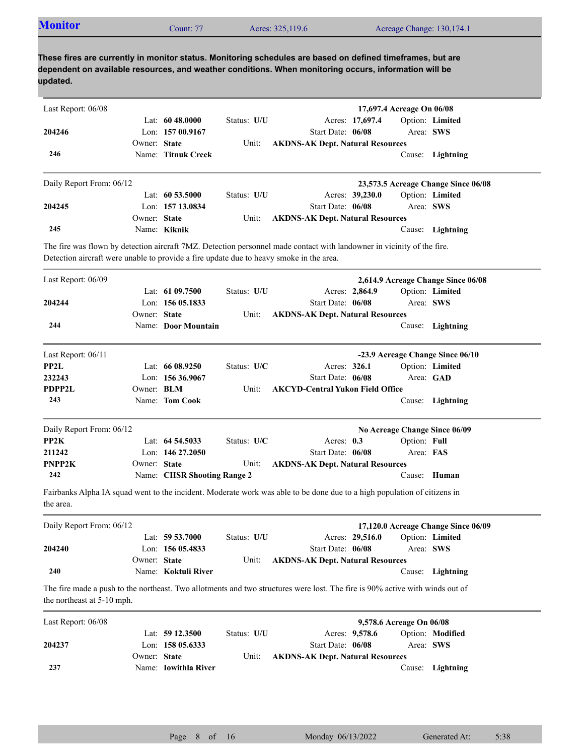## Monitor

Count: 77 | Acres: 325,119.6 | Acreage Change: 130,174.1

**These fires are currently in monitor status. Monitoring schedules are based on defined timeframes, but are dependent on available resources, and weather conditions. When monitoring occurs, information will be updated.**

---

Last Report: 06/08 — **17,697.4 Acreage On 06/08**

| | | | |
|---|---|---|---|
| **204246** | Lat: **60 48.0000** | Status: **U/U** | Acres: **17,697.4** |
| **246** | Lon: **157 00.9167** | Start Date: **06/08** | Option: **Limited** |
| | Owner: **State** | Unit: **AKDNS-AK Dept. Natural Resources** | Area: **SWS** |
| | Name: **Titnuk Creek** | | Cause: **Lightning** |

---

Daily Report From: 06/12 — **23,573.5 Acreage Change Since 06/08**

| | | | |
|---|---|---|---|
| **204245** | Lat: **60 53.5000** | Status: **U/U** | Acres: **39,230.0** |
| **245** | Lon: **157 13.0834** | Start Date: **06/08** | Option: **Limited** |
| | Owner: **State** | Unit: **AKDNS-AK Dept. Natural Resources** | Area: **SWS** |
| | Name: **Kiknik** | | Cause: **Lightning** |

The fire was flown by detection aircraft 7MZ. Detection personnel made contact with landowner in vicinity of the fire. Detection aircraft were unable to provide a fire update due to heavy smoke in the area.

---

Last Report: 06/09 — **2,614.9 Acreage Change Since 06/08**

| | | | |
|---|---|---|---|
| **204244** | Lat: **61 09.7500** | Status: **U/U** | Acres: **2,864.9** |
| **244** | Lon: **156 05.1833** | Start Date: **06/08** | Option: **Limited** |
| | Owner: **State** | Unit: **AKDNS-AK Dept. Natural Resources** | Area: **SWS** |
| | Name: **Door Mountain** | | Cause: **Lightning** |

---

Last Report: 06/11 — **-23.9 Acreage Change Since 06/10**

| | | | |
|---|---|---|---|
| **PP2L** | Lat: **66 08.9250** | Status: **U/C** | Acres: **326.1** |
| **232243** | Lon: **156 36.9067** | Start Date: **06/08** | Option: **Limited** |
| **PDPP2L** | Owner: **BLM** | Unit: **AKCYD-Central Yukon Field Office** | Area: **GAD** |
| **243** | Name: **Tom Cook** | | Cause: **Lightning** |

---

Daily Report From: 06/12 — **No Acreage Change Since 06/09**

| | | | |
|---|---|---|---|
| **PP2K** | Lat: **64 54.5033** | Status: **U/C** | Acres: **0.3** |
| **211242** | Lon: **146 27.2050** | Start Date: **06/08** | Option: **Full** |
| **PNPP2K** | Owner: **State** | Unit: **AKDNS-AK Dept. Natural Resources** | Area: **FAS** |
| **242** | Name: **CHSR Shooting Range 2** | | Cause: **Human** |

Fairbanks Alpha IA squad went to the incident. Moderate work was able to be done due to a high population of citizens in the area.

---

Daily Report From: 06/12 — **17,120.0 Acreage Change Since 06/09**

| | | | |
|---|---|---|---|
| **204240** | Lat: **59 53.7000** | Status: **U/U** | Acres: **29,516.0** |
| **240** | Lon: **156 05.4833** | Start Date: **06/08** | Option: **Limited** |
| | Owner: **State** | Unit: **AKDNS-AK Dept. Natural Resources** | Area: **SWS** |
| | Name: **Koktuli River** | | Cause: **Lightning** |

The fire made a push to the northeast. Two allotments and two structures were lost. The fire is 90% active with winds out of the northeast at 5-10 mph.

---

Last Report: 06/08 — **9,578.6 Acreage On 06/08**

| | | | |
|---|---|---|---|
| **204237** | Lat: **59 12.3500** | Status: **U/U** | Acres: **9,578.6** |
| **237** | Lon: **158 05.6333** | Start Date: **06/08** | Option: **Modified** |
| | Owner: **State** | Unit: **AKDNS-AK Dept. Natural Resources** | Area: **SWS** |
| | Name: **Iowithla River** | | Cause: **Lightning** |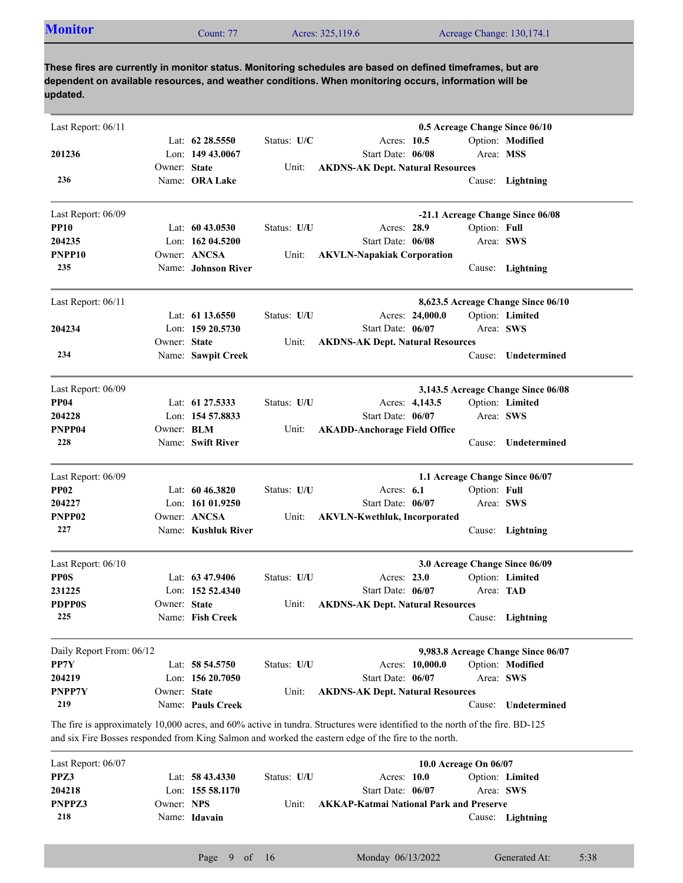## Monitor

Count: 77 | Acres: 325,119.6 | Acreage Change: 130,174.1

**These fires are currently in monitor status. Monitoring schedules are based on defined timeframes, but are dependent on available resources, and weather conditions. When monitoring occurs, information will be updated.**

---

Last Report: 06/11 — **0.5 Acreage Change Since 06/10**

**201236**
**236**

Lat: **62 28.5550** | Lon: **149 43.0067** | Owner: **State** | Name: **ORA Lake**

Status: **U/C** | Acres: **10.5** | Start Date: **06/08** | Unit: **AKDNS-AK Dept. Natural Resources**

Option: **Modified** | Area: **MSS** | Cause: **Lightning**

---

Last Report: 06/09 — **-21.1 Acreage Change Since 06/08**

**PP10**
**204235**
**PNPP10**
**235**

Lat: **60 43.0530** | Lon: **162 04.5200** | Owner: **ANCSA** | Name: **Johnson River**

Status: **U/U** | Acres: **28.9** | Start Date: **06/08** | Unit: **AKVLN-Napakiak Corporation**

Option: **Full** | Area: **SWS** | Cause: **Lightning**

---

Last Report: 06/11 — **8,623.5 Acreage Change Since 06/10**

**204234**
**234**

Lat: **61 13.6550** | Lon: **159 20.5730** | Owner: **State** | Name: **Sawpit Creek**

Status: **U/U** | Acres: **24,000.0** | Start Date: **06/07** | Unit: **AKDNS-AK Dept. Natural Resources**

Option: **Limited** | Area: **SWS** | Cause: **Undetermined**

---

Last Report: 06/09 — **3,143.5 Acreage Change Since 06/08**

**PP04**
**204228**
**PNPP04**
**228**

Lat: **61 27.5333** | Lon: **154 57.8833** | Owner: **BLM** | Name: **Swift River**

Status: **U/U** | Acres: **4,143.5** | Start Date: **06/07** | Unit: **AKADD-Anchorage Field Office**

Option: **Limited** | Area: **SWS** | Cause: **Undetermined**

---

Last Report: 06/09 — **1.1 Acreage Change Since 06/07**

**PP02**
**204227**
**PNPP02**
**227**

Lat: **60 46.3820** | Lon: **161 01.9250** | Owner: **ANCSA** | Name: **Kushluk River**

Status: **U/U** | Acres: **6.1** | Start Date: **06/07** | Unit: **AKVLN-Kwethluk, Incorporated**

Option: **Full** | Area: **SWS** | Cause: **Lightning**

---

Last Report: 06/10 — **3.0 Acreage Change Since 06/09**

**PP0S**
**231225**
**PDPP0S**
**225**

Lat: **63 47.9406** | Lon: **152 52.4340** | Owner: **State** | Name: **Fish Creek**

Status: **U/U** | Acres: **23.0** | Start Date: **06/07** | Unit: **AKDNS-AK Dept. Natural Resources**

Option: **Limited** | Area: **TAD** | Cause: **Lightning**

---

Daily Report From: 06/12 — **9,983.8 Acreage Change Since 06/07**

**PP7Y**
**204219**
**PNPP7Y**
**219**

Lat: **58 54.5750** | Lon: **156 20.7050** | Owner: **State** | Name: **Pauls Creek**

Status: **U/U** | Acres: **10,000.0** | Start Date: **06/07** | Unit: **AKDNS-AK Dept. Natural Resources**

Option: **Modified** | Area: **SWS** | Cause: **Undetermined**

The fire is approximately 10,000 acres, and 60% active in tundra. Structures were identified to the north of the fire. BD-125 and six Fire Bosses responded from King Salmon and worked the eastern edge of the fire to the north.

---

Last Report: 06/07 — **10.0 Acreage On 06/07**

**PPZ3**
**204218**
**PNPPZ3**
**218**

Lat: **58 43.4330** | Lon: **155 58.1170** | Owner: **NPS** | Name: **Idavain**

Status: **U/U** | Acres: **10.0** | Start Date: **06/07** | Unit: **AKKAP-Katmai National Park and Preserve**

Option: **Limited** | Area: **SWS** | Cause: **Lightning**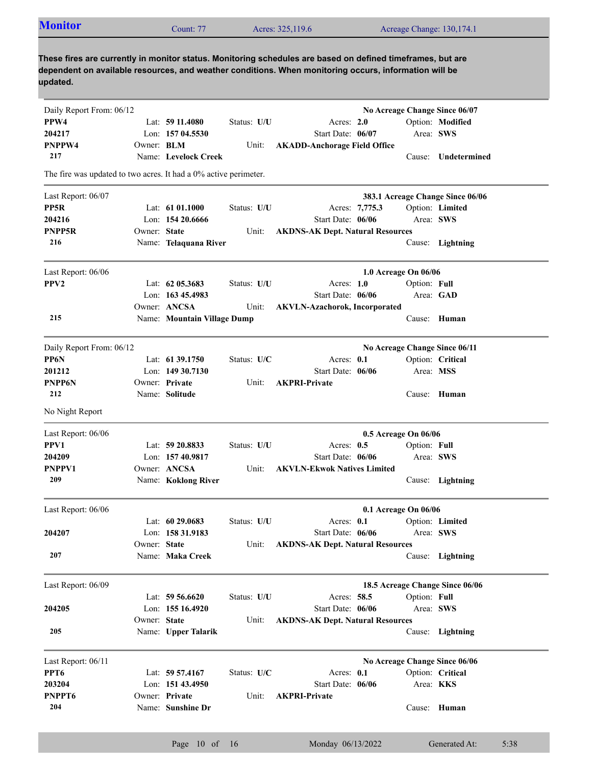## Monitor

Count: 77 | Acres: 325,119.6 | Acreage Change: 130,174.1

**These fires are currently in monitor status. Monitoring schedules are based on defined timeframes, but are dependent on available resources, and weather conditions. When monitoring occurs, information will be updated.**

---

Daily Report From: 06/12 | **No Acreage Change Since 06/07**

| | | | |
|---|---|---|---|
| **PPW4** | Lat: **59 11.4080** | Status: **U/U** | Acres: **2.0** | Option: **Modified** |
| **204217** | Lon: **157 04.5530** | | Start Date: **06/07** | Area: **SWS** |
| **PNPPW4** | Owner: **BLM** | Unit: **AKADD-Anchorage Field Office** | | |
| **217** | Name: **Levelock Creek** | | | Cause: **Undetermined** |

The fire was updated to two acres. It had a 0% active perimeter.

---

Last Report: 06/07 | **383.1 Acreage Change Since 06/06**

| | | | |
|---|---|---|---|
| **PP5R** | Lat: **61 01.1000** | Status: **U/U** | Acres: **7,775.3** | Option: **Limited** |
| **204216** | Lon: **154 20.6666** | | Start Date: **06/06** | Area: **SWS** |
| **PNPP5R** | Owner: **State** | Unit: **AKDNS-AK Dept. Natural Resources** | | |
| **216** | Name: **Telaquana River** | | | Cause: **Lightning** |

---

Last Report: 06/06 | **1.0 Acreage On 06/06**

| | | | |
|---|---|---|---|
| **PPV2** | Lat: **62 05.3683** | Status: **U/U** | Acres: **1.0** | Option: **Full** |
| | Lon: **163 45.4983** | | Start Date: **06/06** | Area: **GAD** |
| | Owner: **ANCSA** | Unit: **AKVLN-Azachorok, Incorporated** | | |
| **215** | Name: **Mountain Village Dump** | | | Cause: **Human** |

---

Daily Report From: 06/12 | **No Acreage Change Since 06/11**

| | | | |
|---|---|---|---|
| **PP6N** | Lat: **61 39.1750** | Status: **U/C** | Acres: **0.1** | Option: **Critical** |
| **201212** | Lon: **149 30.7130** | | Start Date: **06/06** | Area: **MSS** |
| **PNPP6N** | Owner: **Private** | Unit: **AKPRI-Private** | | |
| **212** | Name: **Solitude** | | | Cause: **Human** |

No Night Report

---

Last Report: 06/06 | **0.5 Acreage On 06/06**

| | | | |
|---|---|---|---|
| **PPV1** | Lat: **59 20.8833** | Status: **U/U** | Acres: **0.5** | Option: **Full** |
| **204209** | Lon: **157 40.9817** | | Start Date: **06/06** | Area: **SWS** |
| **PNPPV1** | Owner: **ANCSA** | Unit: **AKVLN-Ekwok Natives Limited** | | |
| **209** | Name: **Koklong River** | | | Cause: **Lightning** |

---

Last Report: 06/06 | **0.1 Acreage On 06/06**

| | | | |
|---|---|---|---|
| | Lat: **60 29.0683** | Status: **U/U** | Acres: **0.1** | Option: **Limited** |
| **204207** | Lon: **158 31.9183** | | Start Date: **06/06** | Area: **SWS** |
| | Owner: **State** | Unit: **AKDNS-AK Dept. Natural Resources** | | |
| **207** | Name: **Maka Creek** | | | Cause: **Lightning** |

---

Last Report: 06/09 | **18.5 Acreage Change Since 06/06**

| | | | |
|---|---|---|---|
| | Lat: **59 56.6620** | Status: **U/U** | Acres: **58.5** | Option: **Full** |
| **204205** | Lon: **155 16.4920** | | Start Date: **06/06** | Area: **SWS** |
| | Owner: **State** | Unit: **AKDNS-AK Dept. Natural Resources** | | |
| **205** | Name: **Upper Talarik** | | | Cause: **Lightning** |

---

Last Report: 06/11 | **No Acreage Change Since 06/06**

| | | | |
|---|---|---|---|
| **PPT6** | Lat: **59 57.4167** | Status: **U/C** | Acres: **0.1** | Option: **Critical** |
| **203204** | Lon: **151 43.4950** | | Start Date: **06/06** | Area: **KKS** |
| **PNPPT6** | Owner: **Private** | Unit: **AKPRI-Private** | | |
| **204** | Name: **Sunshine Dr** | | | Cause: **Human** |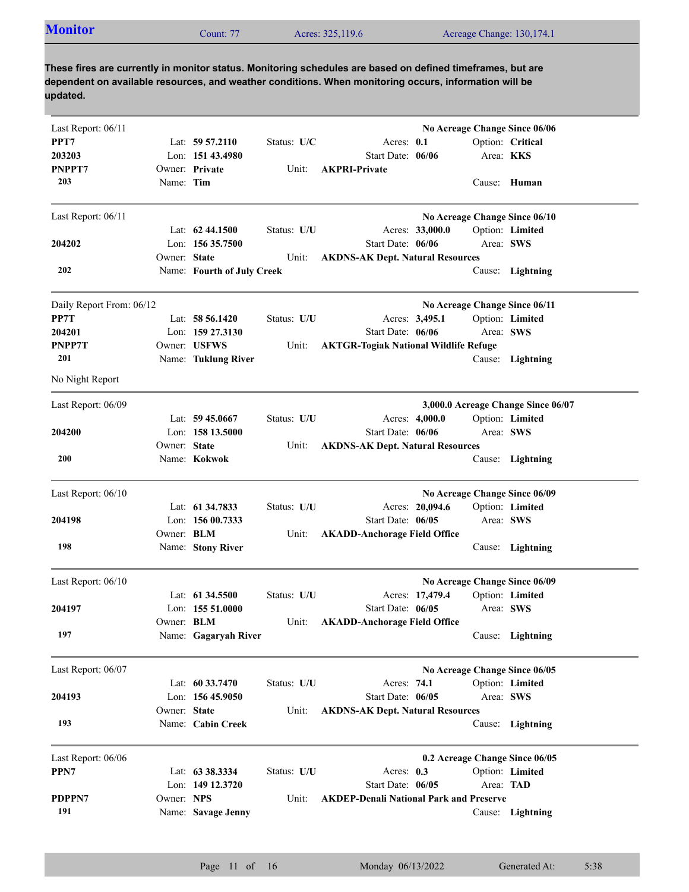## Monitor

Count: 77 | Acres: 325,119.6 | Acreage Change: 130,174.1

**These fires are currently in monitor status. Monitoring schedules are based on defined timeframes, but are dependent on available resources, and weather conditions. When monitoring occurs, information will be updated.**

---

Last Report: 06/11 — **No Acreage Change Since 06/06**

**PPT7**
**203203**
**PNPPT7**
**203**

Lat: **59 57.2110** | Lon: **151 43.4980** | Owner: **Private** | Name: **Tim**
Status: **U/C** | Unit: **AKPRI-Private**
Acres: **0.1** | Start Date: **06/06**
Option: **Critical** | Area: **KKS** | Cause: **Human**

---

Last Report: 06/11 — **No Acreage Change Since 06/10**

**204202**
**202**

Lat: **62 44.1500** | Lon: **156 35.7500** | Owner: **State** | Name: **Fourth of July Creek**
Status: **U/U** | Unit: **AKDNS-AK Dept. Natural Resources**
Acres: **33,000.0** | Start Date: **06/06**
Option: **Limited** | Area: **SWS** | Cause: **Lightning**

---

Daily Report From: 06/12 — **No Acreage Change Since 06/11**

**PP7T**
**204201**
**PNPP7T**
**201**

Lat: **58 56.1420** | Lon: **159 27.3130** | Owner: **USFWS** | Name: **Tuklung River**
Status: **U/U** | Unit: **AKTGR-Togiak National Wildlife Refuge**
Acres: **3,495.1** | Start Date: **06/06**
Option: **Limited** | Area: **SWS** | Cause: **Lightning**

No Night Report

---

Last Report: 06/09 — **3,000.0 Acreage Change Since 06/07**

**204200**
**200**

Lat: **59 45.0667** | Lon: **158 13.5000** | Owner: **State** | Name: **Kokwok**
Status: **U/U** | Unit: **AKDNS-AK Dept. Natural Resources**
Acres: **4,000.0** | Start Date: **06/06**
Option: **Limited** | Area: **SWS** | Cause: **Lightning**

---

Last Report: 06/10 — **No Acreage Change Since 06/09**

**204198**
**198**

Lat: **61 34.7833** | Lon: **156 00.7333** | Owner: **BLM** | Name: **Stony River**
Status: **U/U** | Unit: **AKADD-Anchorage Field Office**
Acres: **20,094.6** | Start Date: **06/05**
Option: **Limited** | Area: **SWS** | Cause: **Lightning**

---

Last Report: 06/10 — **No Acreage Change Since 06/09**

**204197**
**197**

Lat: **61 34.5500** | Lon: **155 51.0000** | Owner: **BLM** | Name: **Gagaryah River**
Status: **U/U** | Unit: **AKADD-Anchorage Field Office**
Acres: **17,479.4** | Start Date: **06/05**
Option: **Limited** | Area: **SWS** | Cause: **Lightning**

---

Last Report: 06/07 — **No Acreage Change Since 06/05**

**204193**
**193**

Lat: **60 33.7470** | Lon: **156 45.9050** | Owner: **State** | Name: **Cabin Creek**
Status: **U/U** | Unit: **AKDNS-AK Dept. Natural Resources**
Acres: **74.1** | Start Date: **06/05**
Option: **Limited** | Area: **SWS** | Cause: **Lightning**

---

Last Report: 06/06 — **0.2 Acreage Change Since 06/05**

**PPN7**
**PDPPN7**
**191**

Lat: **63 38.3334** | Lon: **149 12.3720** | Owner: **NPS** | Name: **Savage Jenny**
Status: **U/U** | Unit: **AKDEP-Denali National Park and Preserve**
Acres: **0.3** | Start Date: **06/05**
Option: **Limited** | Area: **TAD** | Cause: **Lightning**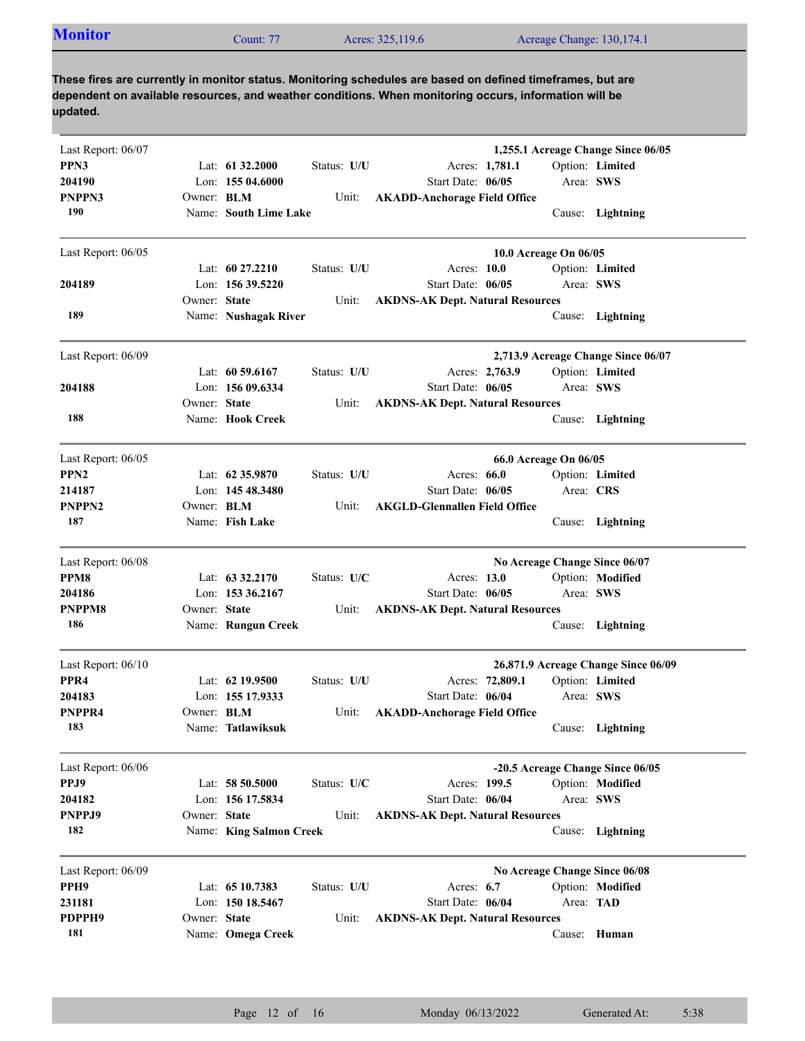## Monitor

Count: 77 | Acres: 325,119.6 | Acreage Change: 130,174.1

**These fires are currently in monitor status. Monitoring schedules are based on defined timeframes, but are dependent on available resources, and weather conditions. When monitoring occurs, information will be updated.**

---

Last Report: 06/07 — **1,255.1 Acreage Change Since 06/05**

**PPN3**
**204190**
**PNPPN3**
**190**

Lat: **61 32.2000** | Lon: **155 04.6000** | Owner: **BLM** | Name: **South Lime Lake**
Status: **U/U** | Unit: **AKADD-Anchorage Field Office**
Acres: **1,781.1** | Start Date: **06/05**
Option: **Limited** | Area: **SWS** | Cause: **Lightning**

---

Last Report: 06/05 — **10.0 Acreage On 06/05**

**204189**
**189**

Lat: **60 27.2210** | Lon: **156 39.5220** | Owner: **State** | Name: **Nushagak River**
Status: **U/U** | Unit: **AKDNS-AK Dept. Natural Resources**
Acres: **10.0** | Start Date: **06/05**
Option: **Limited** | Area: **SWS** | Cause: **Lightning**

---

Last Report: 06/09 — **2,713.9 Acreage Change Since 06/07**

**204188**
**188**

Lat: **60 59.6167** | Lon: **156 09.6334** | Owner: **State** | Name: **Hook Creek**
Status: **U/U** | Unit: **AKDNS-AK Dept. Natural Resources**
Acres: **2,763.9** | Start Date: **06/05**
Option: **Limited** | Area: **SWS** | Cause: **Lightning**

---

Last Report: 06/05 — **66.0 Acreage On 06/05**

**PPN2**
**214187**
**PNPPN2**
**187**

Lat: **62 35.9870** | Lon: **145 48.3480** | Owner: **BLM** | Name: **Fish Lake**
Status: **U/U** | Unit: **AKGLD-Glennallen Field Office**
Acres: **66.0** | Start Date: **06/05**
Option: **Limited** | Area: **CRS** | Cause: **Lightning**

---

Last Report: 06/08 — **No Acreage Change Since 06/07**

**PPM8**
**204186**
**PNPPM8**
**186**

Lat: **63 32.2170** | Lon: **153 36.2167** | Owner: **State** | Name: **Rungun Creek**
Status: **U/C** | Unit: **AKDNS-AK Dept. Natural Resources**
Acres: **13.0** | Start Date: **06/05**
Option: **Modified** | Area: **SWS** | Cause: **Lightning**

---

Last Report: 06/10 — **26,871.9 Acreage Change Since 06/09**

**PPR4**
**204183**
**PNPPR4**
**183**

Lat: **62 19.9500** | Lon: **155 17.9333** | Owner: **BLM** | Name: **Tatlawiksuk**
Status: **U/U** | Unit: **AKADD-Anchorage Field Office**
Acres: **72,809.1** | Start Date: **06/04**
Option: **Limited** | Area: **SWS** | Cause: **Lightning**

---

Last Report: 06/06 — **-20.5 Acreage Change Since 06/05**

**PPJ9**
**204182**
**PNPPJ9**
**182**

Lat: **58 50.5000** | Lon: **156 17.5834** | Owner: **State** | Name: **King Salmon Creek**
Status: **U/C** | Unit: **AKDNS-AK Dept. Natural Resources**
Acres: **199.5** | Start Date: **06/04**
Option: **Modified** | Area: **SWS** | Cause: **Lightning**

---

Last Report: 06/09 — **No Acreage Change Since 06/08**

**PPH9**
**231181**
**PDPPH9**
**181**

Lat: **65 10.7383** | Lon: **150 18.5467** | Owner: **State** | Name: **Omega Creek**
Status: **U/U** | Unit: **AKDNS-AK Dept. Natural Resources**
Acres: **6.7** | Start Date: **06/04**
Option: **Modified** | Area: **TAD** | Cause: **Human**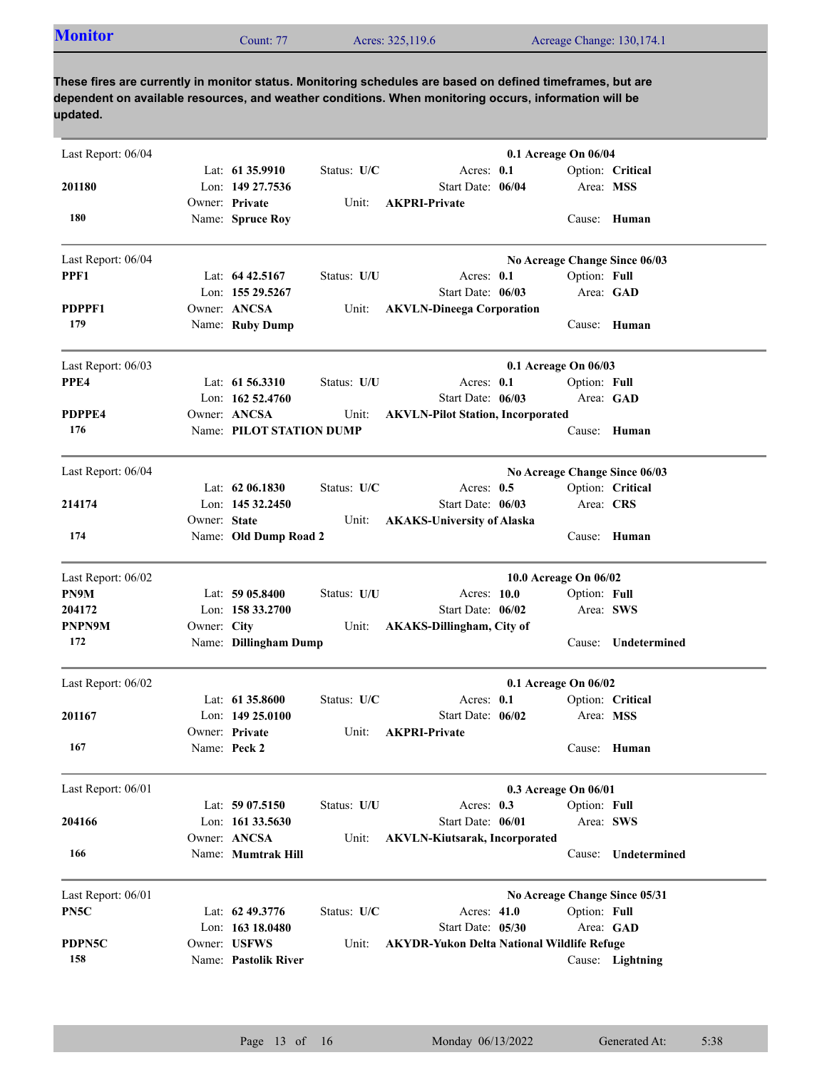## Monitor

Count: 77 | Acres: 325,119.6 | Acreage Change: 130,174.1

**These fires are currently in monitor status. Monitoring schedules are based on defined timeframes, but are dependent on available resources, and weather conditions. When monitoring occurs, information will be updated.**

---

Last Report: 06/04 — **0.1 Acreage On 06/04**

**201180**
**180**

| | | | |
|---|---|---|---|
| Lat: **61 35.9910** | Status: **U/C** | Acres: **0.1** | Option: **Critical** |
| Lon: **149 27.7536** | | Start Date: **06/04** | Area: **MSS** |
| Owner: **Private** | Unit: **AKPRI-Private** | | |
| Name: **Spruce Roy** | | | Cause: **Human** |

---

Last Report: 06/04 — **No Acreage Change Since 06/03**

**PPF1**
**PDPPF1**
**179**

| | | | |
|---|---|---|---|
| Lat: **64 42.5167** | Status: **U/U** | Acres: **0.1** | Option: **Full** |
| Lon: **155 29.5267** | | Start Date: **06/03** | Area: **GAD** |
| Owner: **ANCSA** | Unit: **AKVLN-Dineega Corporation** | | |
| Name: **Ruby Dump** | | | Cause: **Human** |

---

Last Report: 06/03 — **0.1 Acreage On 06/03**

**PPE4**
**PDPPE4**
**176**

| | | | |
|---|---|---|---|
| Lat: **61 56.3310** | Status: **U/U** | Acres: **0.1** | Option: **Full** |
| Lon: **162 52.4760** | | Start Date: **06/03** | Area: **GAD** |
| Owner: **ANCSA** | Unit: **AKVLN-Pilot Station, Incorporated** | | |
| Name: **PILOT STATION DUMP** | | | Cause: **Human** |

---

Last Report: 06/04 — **No Acreage Change Since 06/03**

**214174**
**174**

| | | | |
|---|---|---|---|
| Lat: **62 06.1830** | Status: **U/C** | Acres: **0.5** | Option: **Critical** |
| Lon: **145 32.2450** | | Start Date: **06/03** | Area: **CRS** |
| Owner: **State** | Unit: **AKAKS-University of Alaska** | | |
| Name: **Old Dump Road 2** | | | Cause: **Human** |

---

Last Report: 06/02 — **10.0 Acreage On 06/02**

**PN9M**
**204172**
**PNPN9M**
**172**

| | | | |
|---|---|---|---|
| Lat: **59 05.8400** | Status: **U/U** | Acres: **10.0** | Option: **Full** |
| Lon: **158 33.2700** | | Start Date: **06/02** | Area: **SWS** |
| Owner: **City** | Unit: **AKAKS-Dillingham, City of** | | |
| Name: **Dillingham Dump** | | | Cause: **Undetermined** |

---

Last Report: 06/02 — **0.1 Acreage On 06/02**

**201167**
**167**

| | | | |
|---|---|---|---|
| Lat: **61 35.8600** | Status: **U/C** | Acres: **0.1** | Option: **Critical** |
| Lon: **149 25.0100** | | Start Date: **06/02** | Area: **MSS** |
| Owner: **Private** | Unit: **AKPRI-Private** | | |
| Name: **Peck 2** | | | Cause: **Human** |

---

Last Report: 06/01 — **0.3 Acreage On 06/01**

**204166**
**166**

| | | | |
|---|---|---|---|
| Lat: **59 07.5150** | Status: **U/U** | Acres: **0.3** | Option: **Full** |
| Lon: **161 33.5630** | | Start Date: **06/01** | Area: **SWS** |
| Owner: **ANCSA** | Unit: **AKVLN-Kiutsarak, Incorporated** | | |
| Name: **Mumtrak Hill** | | | Cause: **Undetermined** |

---

Last Report: 06/01 — **No Acreage Change Since 05/31**

**PN5C**
**PDPN5C**
**158**

| | | | |
|---|---|---|---|
| Lat: **62 49.3776** | Status: **U/C** | Acres: **41.0** | Option: **Full** |
| Lon: **163 18.0480** | | Start Date: **05/30** | Area: **GAD** |
| Owner: **USFWS** | Unit: **AKYDR-Yukon Delta National Wildlife Refuge** | | |
| Name: **Pastolik River** | | | Cause: **Lightning** |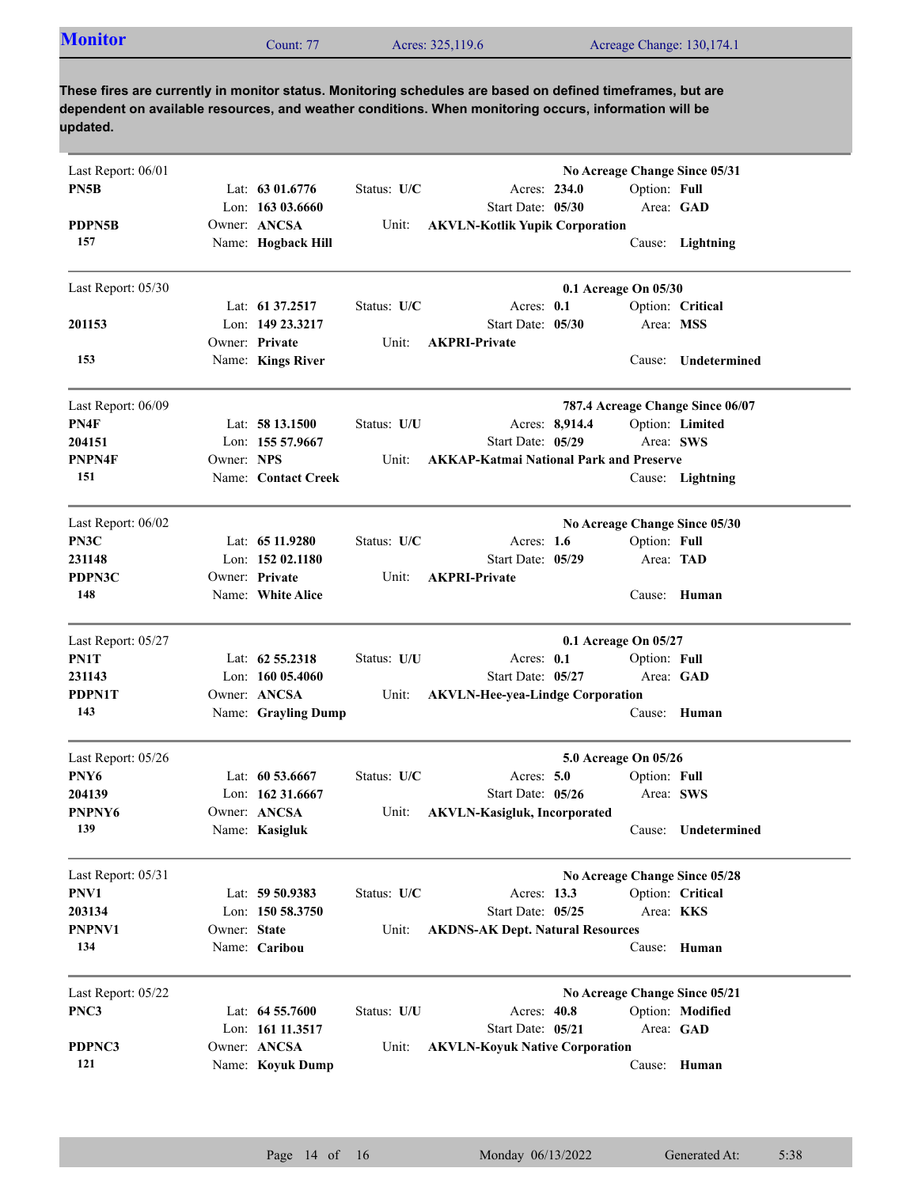## Monitor

Count: 77 | Acres: 325,119.6 | Acreage Change: 130,174.1

**These fires are currently in monitor status. Monitoring schedules are based on defined timeframes, but are dependent on available resources, and weather conditions. When monitoring occurs, information will be updated.**

---

Last Report: 06/01 — **No Acreage Change Since 05/31**

**PN5B**
Lat: **63 01.6776** | Status: **U/C** | Acres: **234.0** | Option: **Full**
Lon: **163 03.6660** | Start Date: **05/30** | Area: **GAD**
**PDPN5B** | Owner: **ANCSA** | Unit: **AKVLN-Kotlik Yupik Corporation**
**157** | Name: **Hogback Hill** | Cause: **Lightning**

---

Last Report: 05/30 — **0.1 Acreage On 05/30**

Lat: **61 37.2517** | Status: **U/C** | Acres: **0.1** | Option: **Critical**
**201153** | Lon: **149 23.3217** | Start Date: **05/30** | Area: **MSS**
Owner: **Private** | Unit: **AKPRI-Private**
**153** | Name: **Kings River** | Cause: **Undetermined**

---

Last Report: 06/09 — **787.4 Acreage Change Since 06/07**

**PN4F** | Lat: **58 13.1500** | Status: **U/U** | Acres: **8,914.4** | Option: **Limited**
**204151** | Lon: **155 57.9667** | Start Date: **05/29** | Area: **SWS**
**PNPN4F** | Owner: **NPS** | Unit: **AKKAP-Katmai National Park and Preserve**
**151** | Name: **Contact Creek** | Cause: **Lightning**

---

Last Report: 06/02 — **No Acreage Change Since 05/30**

**PN3C** | Lat: **65 11.9280** | Status: **U/C** | Acres: **1.6** | Option: **Full**
**231148** | Lon: **152 02.1180** | Start Date: **05/29** | Area: **TAD**
**PDPN3C** | Owner: **Private** | Unit: **AKPRI-Private**
**148** | Name: **White Alice** | Cause: **Human**

---

Last Report: 05/27 — **0.1 Acreage On 05/27**

**PN1T** | Lat: **62 55.2318** | Status: **U/U** | Acres: **0.1** | Option: **Full**
**231143** | Lon: **160 05.4060** | Start Date: **05/27** | Area: **GAD**
**PDPN1T** | Owner: **ANCSA** | Unit: **AKVLN-Hee-yea-Lindge Corporation**
**143** | Name: **Grayling Dump** | Cause: **Human**

---

Last Report: 05/26 — **5.0 Acreage On 05/26**

**PNY6** | Lat: **60 53.6667** | Status: **U/C** | Acres: **5.0** | Option: **Full**
**204139** | Lon: **162 31.6667** | Start Date: **05/26** | Area: **SWS**
**PNPNY6** | Owner: **ANCSA** | Unit: **AKVLN-Kasigluk, Incorporated**
**139** | Name: **Kasigluk** | Cause: **Undetermined**

---

Last Report: 05/31 — **No Acreage Change Since 05/28**

**PNV1** | Lat: **59 50.9383** | Status: **U/C** | Acres: **13.3** | Option: **Critical**
**203134** | Lon: **150 58.3750** | Start Date: **05/25** | Area: **KKS**
**PNPNV1** | Owner: **State** | Unit: **AKDNS-AK Dept. Natural Resources**
**134** | Name: **Caribou** | Cause: **Human**

---

Last Report: 05/22 — **No Acreage Change Since 05/21**

**PNC3** | Lat: **64 55.7600** | Status: **U/U** | Acres: **40.8** | Option: **Modified**
Lon: **161 11.3517** | Start Date: **05/21** | Area: **GAD**
**PDPNC3** | Owner: **ANCSA** | Unit: **AKVLN-Koyuk Native Corporation**
**121** | Name: **Koyuk Dump** | Cause: **Human**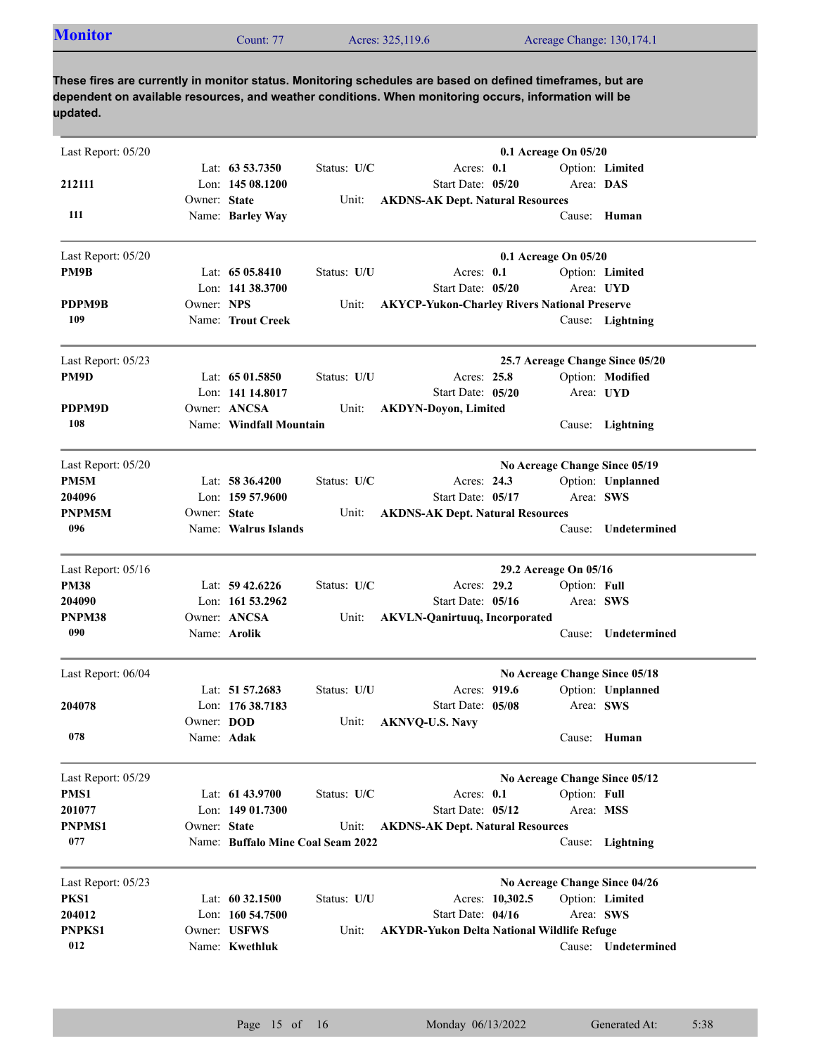## Monitor

Count: 77 | Acres: 325,119.6 | Acreage Change: 130,174.1

**These fires are currently in monitor status. Monitoring schedules are based on defined timeframes, but are dependent on available resources, and weather conditions. When monitoring occurs, information will be updated.**

---

Last Report: 05/20 — **0.1 Acreage On 05/20**

| | | | |
|---|---|---|---|
| | Lat: **63 53.7350** | Status: **U/C** | Acres: **0.1** | Option: **Limited** |
| **212111** | Lon: **145 08.1200** | | Start Date: **05/20** | Area: **DAS** |
| | Owner: **State** | Unit: **AKDNS-AK Dept. Natural Resources** | | |
| **111** | Name: **Barley Way** | | | Cause: **Human** |

---

Last Report: 05/20 — **0.1 Acreage On 05/20**

| | | | |
|---|---|---|---|
| **PM9B** | Lat: **65 05.8410** | Status: **U/U** | Acres: **0.1** | Option: **Limited** |
| | Lon: **141 38.3700** | | Start Date: **05/20** | Area: **UYD** |
| **PDPM9B** | Owner: **NPS** | Unit: **AKYCP-Yukon-Charley Rivers National Preserve** | | |
| **109** | Name: **Trout Creek** | | | Cause: **Lightning** |

---

Last Report: 05/23 — **25.7 Acreage Change Since 05/20**

| | | | |
|---|---|---|---|
| **PM9D** | Lat: **65 01.5850** | Status: **U/U** | Acres: **25.8** | Option: **Modified** |
| | Lon: **141 14.8017** | | Start Date: **05/20** | Area: **UYD** |
| **PDPM9D** | Owner: **ANCSA** | Unit: **AKDYN-Doyon, Limited** | | |
| **108** | Name: **Windfall Mountain** | | | Cause: **Lightning** |

---

Last Report: 05/20 — **No Acreage Change Since 05/19**

| | | | |
|---|---|---|---|
| **PM5M** | Lat: **58 36.4200** | Status: **U/C** | Acres: **24.3** | Option: **Unplanned** |
| **204096** | Lon: **159 57.9600** | | Start Date: **05/17** | Area: **SWS** |
| **PNPM5M** | Owner: **State** | Unit: **AKDNS-AK Dept. Natural Resources** | | |
| **096** | Name: **Walrus Islands** | | | Cause: **Undetermined** |

---

Last Report: 05/16 — **29.2 Acreage On 05/16**

| | | | |
|---|---|---|---|
| **PM38** | Lat: **59 42.6226** | Status: **U/C** | Acres: **29.2** | Option: **Full** |
| **204090** | Lon: **161 53.2962** | | Start Date: **05/16** | Area: **SWS** |
| **PNPM38** | Owner: **ANCSA** | Unit: **AKVLN-Qanirtuuq, Incorporated** | | |
| **090** | Name: **Arolik** | | | Cause: **Undetermined** |

---

Last Report: 06/04 — **No Acreage Change Since 05/18**

| | | | |
|---|---|---|---|
| | Lat: **51 57.2683** | Status: **U/U** | Acres: **919.6** | Option: **Unplanned** |
| **204078** | Lon: **176 38.7183** | | Start Date: **05/08** | Area: **SWS** |
| | Owner: **DOD** | Unit: **AKNVQ-U.S. Navy** | | |
| **078** | Name: **Adak** | | | Cause: **Human** |

---

Last Report: 05/29 — **No Acreage Change Since 05/12**

| | | | |
|---|---|---|---|
| **PMS1** | Lat: **61 43.9700** | Status: **U/C** | Acres: **0.1** | Option: **Full** |
| **201077** | Lon: **149 01.7300** | | Start Date: **05/12** | Area: **MSS** |
| **PNPMS1** | Owner: **State** | Unit: **AKDNS-AK Dept. Natural Resources** | | |
| **077** | Name: **Buffalo Mine Coal Seam 2022** | | | Cause: **Lightning** |

---

Last Report: 05/23 — **No Acreage Change Since 04/26**

| | | | |
|---|---|---|---|
| **PKS1** | Lat: **60 32.1500** | Status: **U/U** | Acres: **10,302.5** | Option: **Limited** |
| **204012** | Lon: **160 54.7500** | | Start Date: **04/16** | Area: **SWS** |
| **PNPKS1** | Owner: **USFWS** | Unit: **AKYDR-Yukon Delta National Wildlife Refuge** | | |
| **012** | Name: **Kwethluk** | | | Cause: **Undetermined** |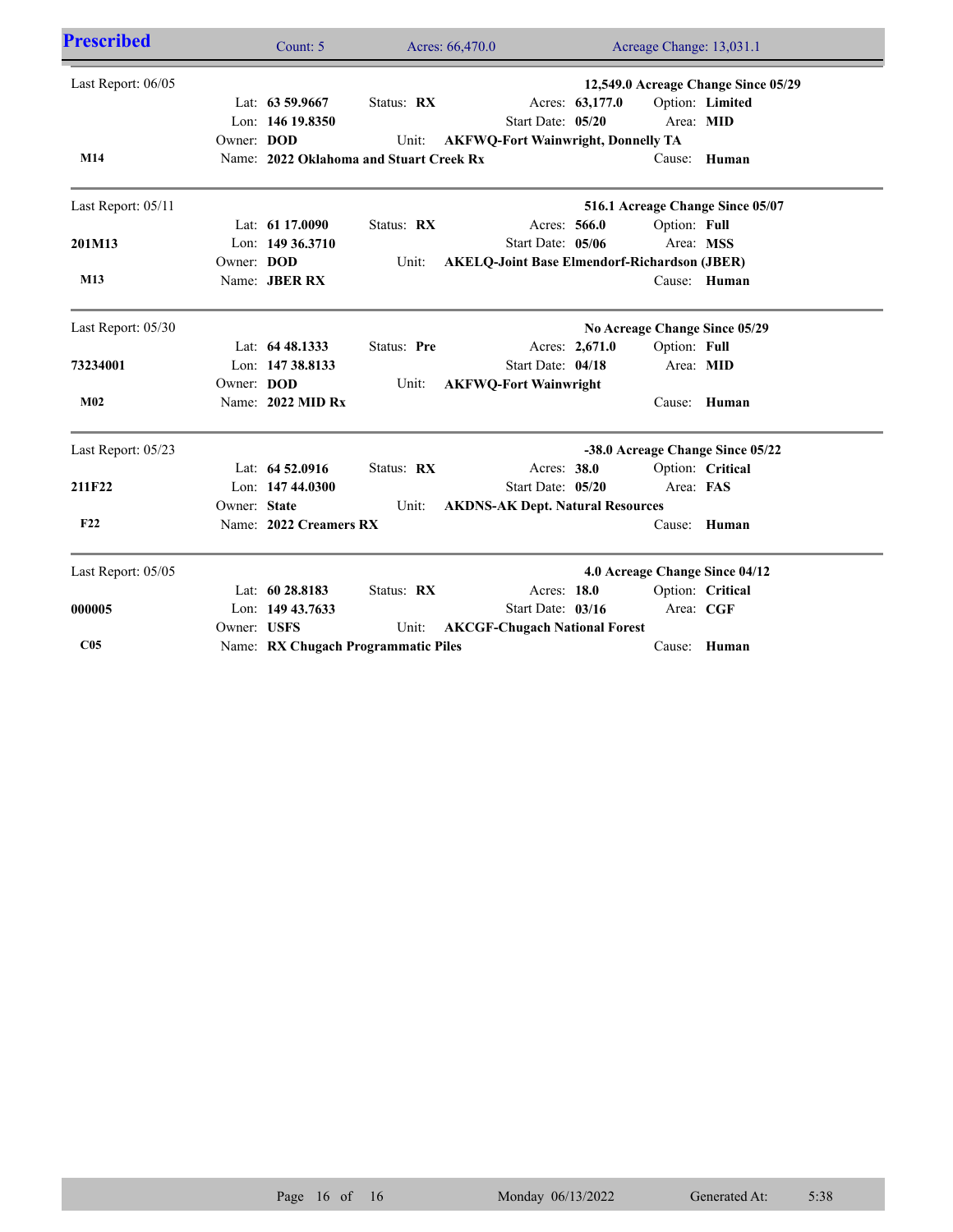## Prescribed

Count: 5 Acres: 66,470.0 Acreage Change: 13,031.1

---

Last Report: 06/05 — **12,549.0 Acreage Change Since 05/29**

| | | | | | |
|---|---|---|---|---|---|
| | Lat: **63 59.9667** | Status: **RX** | Acres: **63,177.0** | Option: **Limited** | |
| | Lon: **146 19.8350** | | Start Date: **05/20** | Area: **MID** | |
| | Owner: **DOD** | Unit: **AKFWQ-Fort Wainwright, Donnelly TA** | | | |
| **M14** | Name: **2022 Oklahoma and Stuart Creek Rx** | | | Cause: **Human** | |

---

Last Report: 05/11 — **516.1 Acreage Change Since 05/07**

| | | | | | |
|---|---|---|---|---|---|
| | Lat: **61 17.0090** | Status: **RX** | Acres: **566.0** | Option: **Full** | |
| **201M13** | Lon: **149 36.3710** | | Start Date: **05/06** | Area: **MSS** | |
| | Owner: **DOD** | Unit: **AKELQ-Joint Base Elmendorf-Richardson (JBER)** | | | |
| **M13** | Name: **JBER RX** | | | Cause: **Human** | |

---

Last Report: 05/30 — **No Acreage Change Since 05/29**

| | | | | | |
|---|---|---|---|---|---|
| | Lat: **64 48.1333** | Status: **Pre** | Acres: **2,671.0** | Option: **Full** | |
| **73234001** | Lon: **147 38.8133** | | Start Date: **04/18** | Area: **MID** | |
| | Owner: **DOD** | Unit: **AKFWQ-Fort Wainwright** | | | |
| **M02** | Name: **2022 MID Rx** | | | Cause: **Human** | |

---

Last Report: 05/23 — **-38.0 Acreage Change Since 05/22**

| | | | | | |
|---|---|---|---|---|---|
| | Lat: **64 52.0916** | Status: **RX** | Acres: **38.0** | Option: **Critical** | |
| **211F22** | Lon: **147 44.0300** | | Start Date: **05/20** | Area: **FAS** | |
| | Owner: **State** | Unit: **AKDNS-AK Dept. Natural Resources** | | | |
| **F22** | Name: **2022 Creamers RX** | | | Cause: **Human** | |

---

Last Report: 05/05 — **4.0 Acreage Change Since 04/12**

| | | | | | |
|---|---|---|---|---|---|
| | Lat: **60 28.8183** | Status: **RX** | Acres: **18.0** | Option: **Critical** | |
| **000005** | Lon: **149 43.7633** | | Start Date: **03/16** | Area: **CGF** | |
| | Owner: **USFS** | Unit: **AKCGF-Chugach National Forest** | | | |
| **C05** | Name: **RX Chugach Programmatic Piles** | | | Cause: **Human** | |